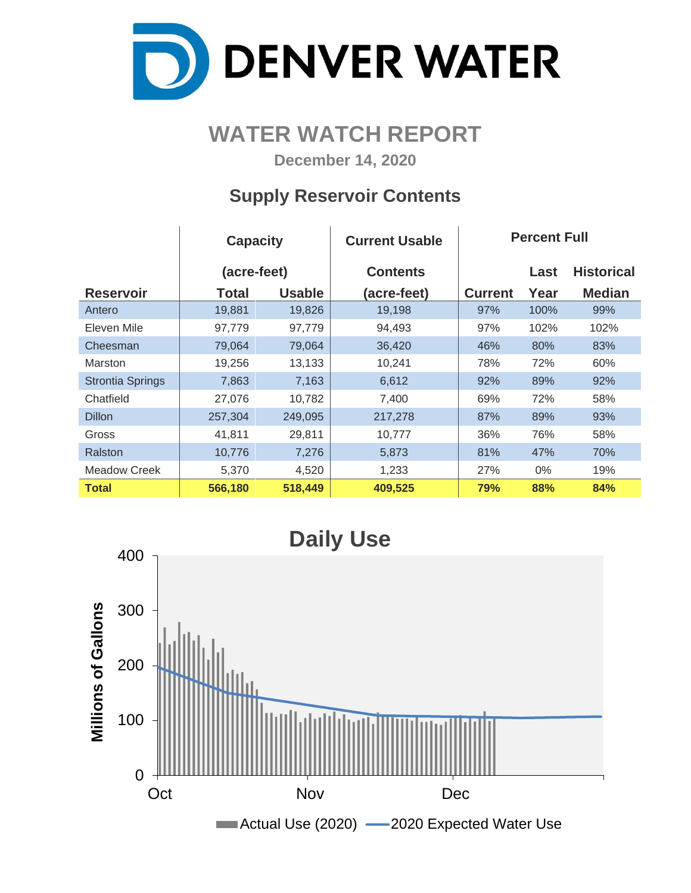# DENVER WATER

## WATER WATCH REPORT

**December 14, 2020**

### Supply Reservoir Contents

| Reservoir | Capacity (acre-feet) Total | Usable | Current Usable Contents (acre-feet) | Percent Full Current | Last Year | Historical Median |
|---|---|---|---|---|---|---|
| Antero | 19,881 | 19,826 | 19,198 | 97% | 100% | 99% |
| Eleven Mile | 97,779 | 97,779 | 94,493 | 97% | 102% | 102% |
| Cheesman | 79,064 | 79,064 | 36,420 | 46% | 80% | 83% |
| Marston | 19,256 | 13,133 | 10,241 | 78% | 72% | 60% |
| Strontia Springs | 7,863 | 7,163 | 6,612 | 92% | 89% | 92% |
| Chatfield | 27,076 | 10,782 | 7,400 | 69% | 72% | 58% |
| Dillon | 257,304 | 249,095 | 217,278 | 87% | 89% | 93% |
| Gross | 41,811 | 29,811 | 10,777 | 36% | 76% | 58% |
| Ralston | 10,776 | 7,276 | 5,873 | 81% | 47% | 70% |
| Meadow Creek | 5,370 | 4,520 | 1,233 | 27% | 0% | 19% |
| **Total** | **566,180** | **518,449** | **409,525** | **79%** | **88%** | **84%** |

### Daily Use

Millions of Gallons (0–400); Oct, Nov, Dec

Actual Use (2020) — 2020 Expected Water Use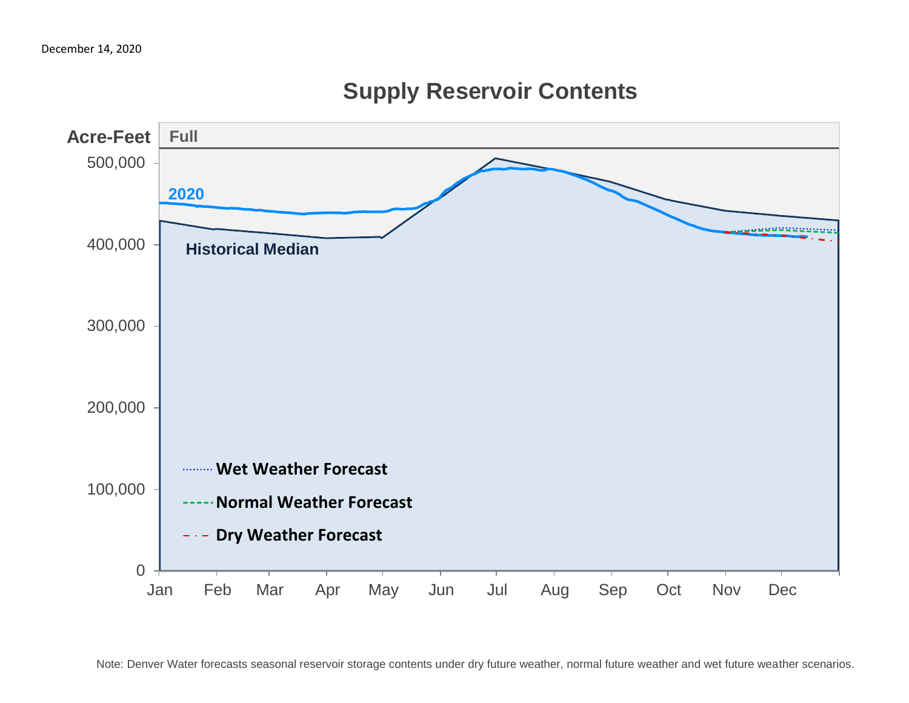December 14, 2020

## Supply Reservoir Contents

Acre-Feet

Full

500,000

400,000

300,000

200,000

100,000

0

2020

Historical Median

Wet Weather Forecast

Normal Weather Forecast

Dry Weather Forecast

Jan Feb Mar Apr May Jun Jul Aug Sep Oct Nov Dec

Note: Denver Water forecasts seasonal reservoir storage contents under dry future weather, normal future weather and wet future weather scenarios.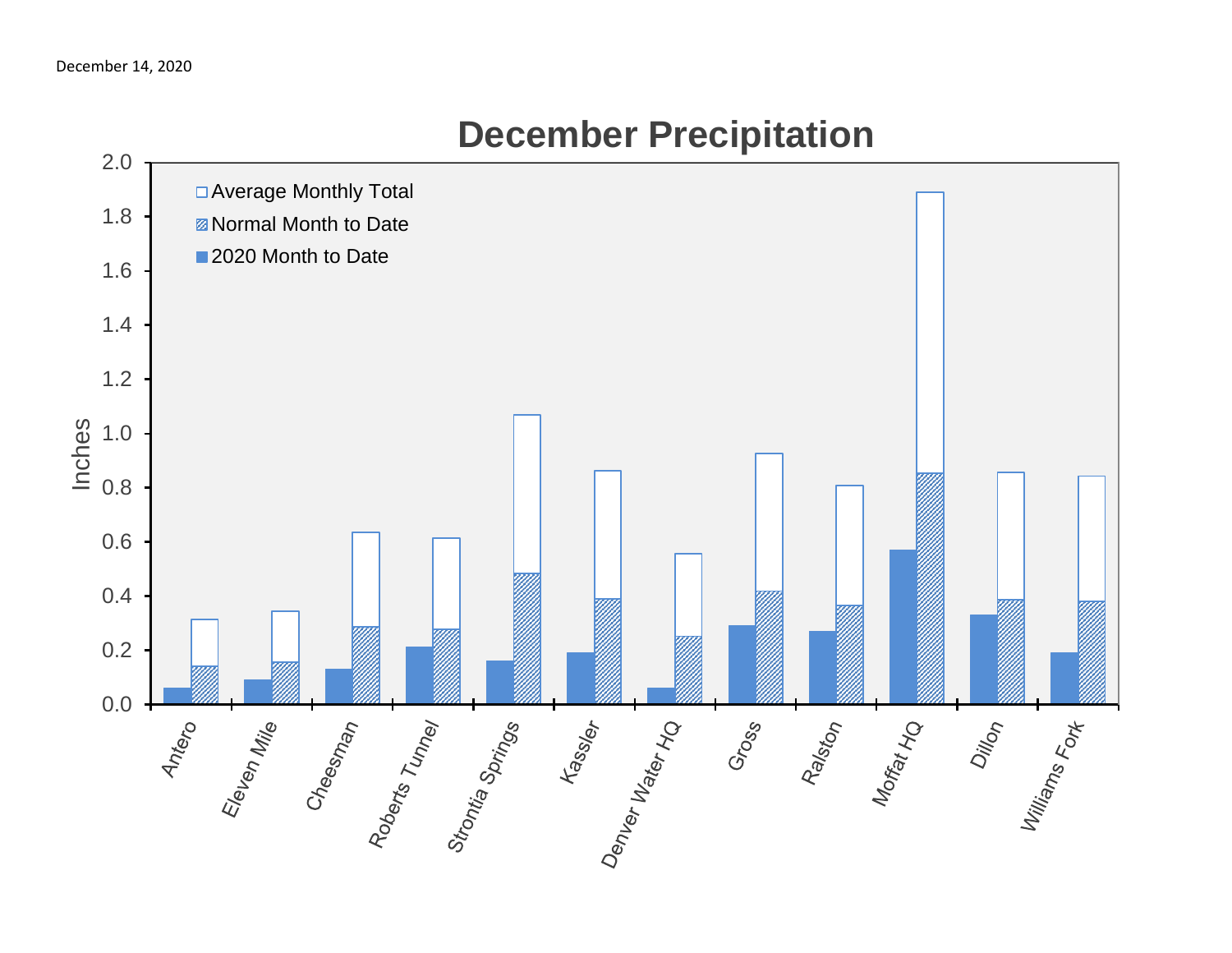December 14, 2020

## December Precipitation

| Location | 2020 Month to Date | Normal Month to Date | Average Monthly Total |
|---|---|---|---|
| Antero | 0.06 | 0.14 | 0.31 |
| Eleven Mile | 0.09 | 0.15 | 0.34 |
| Cheesman | 0.13 | 0.28 | 0.63 |
| Roberts Tunnel | 0.21 | 0.27 | 0.61 |
| Strontia Springs | 0.16 | 0.48 | 1.07 |
| Kassler | 0.19 | 0.39 | 0.86 |
| Denver Water HQ | 0.06 | 0.25 | 0.55 |
| Gross | 0.29 | 0.41 | 0.92 |
| Ralston | 0.27 | 0.36 | 0.80 |
| Moffat HQ | 0.57 | 0.85 | 1.89 |
| Dillon | 0.33 | 0.38 | 0.85 |
| Williams Fork | 0.19 | 0.38 | 0.84 |

*Values in inches, estimated from chart.*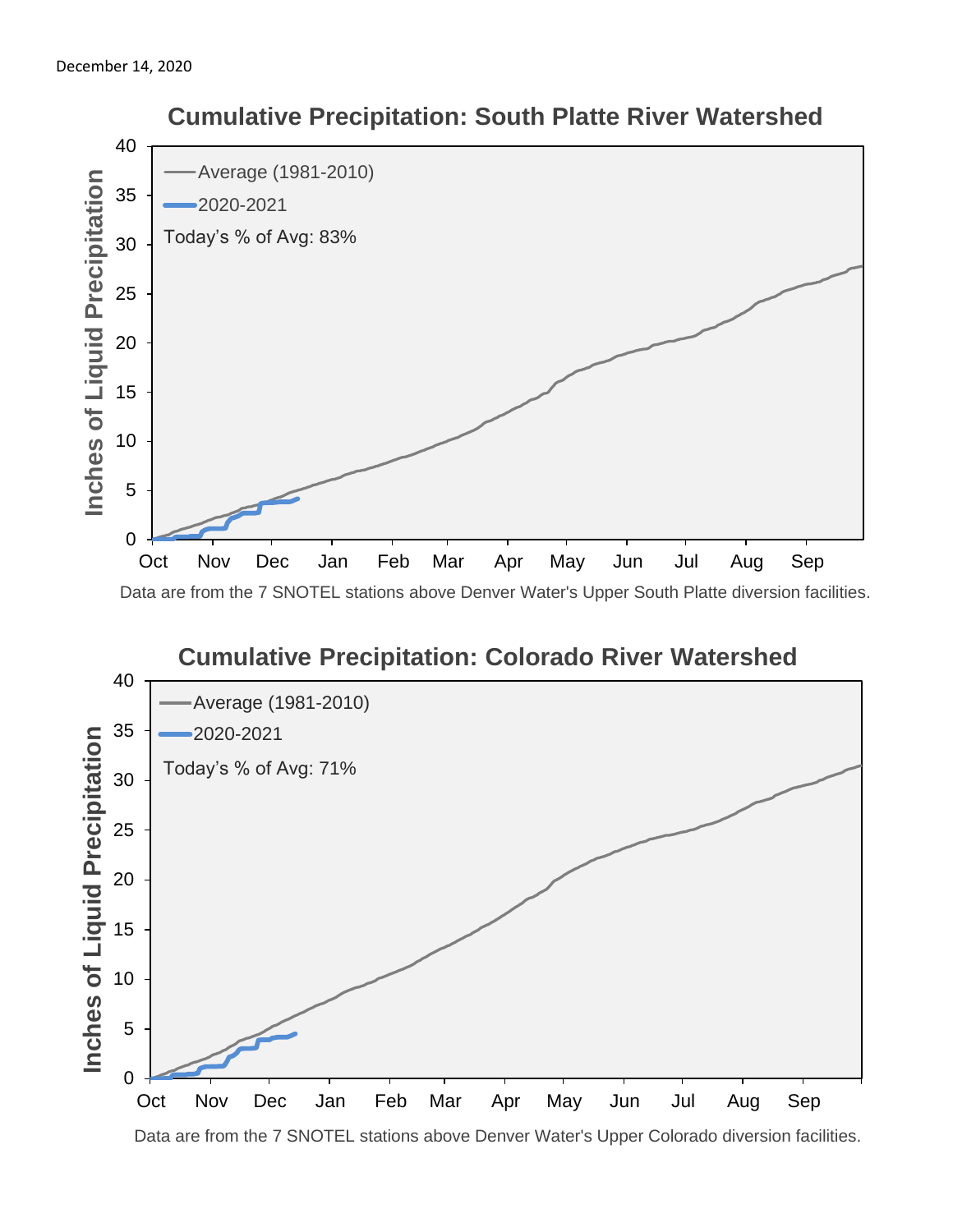December 14, 2020

## Cumulative Precipitation: South Platte River Watershed

Average (1981-2010)

2020-2021

Today's % of Avg: 83%

Inches of Liquid Precipitation

Oct Nov Dec Jan Feb Mar Apr May Jun Jul Aug Sep

Data are from the 7 SNOTEL stations above Denver Water's Upper South Platte diversion facilities.

## Cumulative Precipitation: Colorado River Watershed

Average (1981-2010)

2020-2021

Today's % of Avg: 71%

Inches of Liquid Precipitation

Oct Nov Dec Jan Feb Mar Apr May Jun Jul Aug Sep

Data are from the 7 SNOTEL stations above Denver Water's Upper Colorado diversion facilities.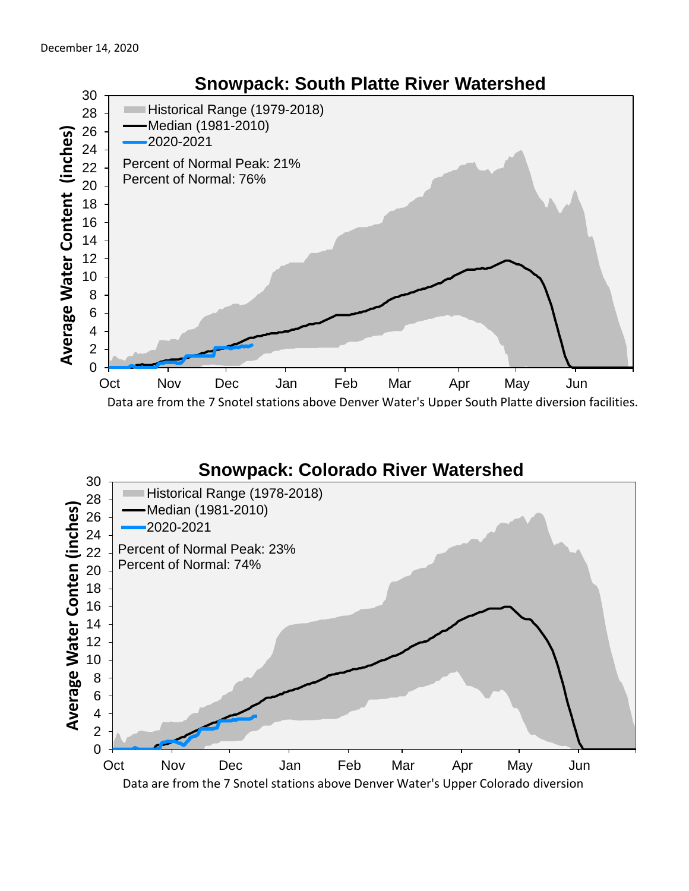December 14, 2020

## Snowpack: South Platte River Watershed

- Historical Range (1979-2018)
- Median (1981-2010)
- 2020-2021

Percent of Normal Peak: 21%
Percent of Normal: 76%

Average Water Content (inches)

Data are from the 7 Snotel stations above Denver Water's Upper South Platte diversion facilities.

## Snowpack: Colorado River Watershed

- Historical Range (1978-2018)
- Median (1981-2010)
- 2020-2021

Percent of Normal Peak: 23%
Percent of Normal: 74%

Average Water Conten (inches)

Data are from the 7 Snotel stations above Denver Water's Upper Colorado diversion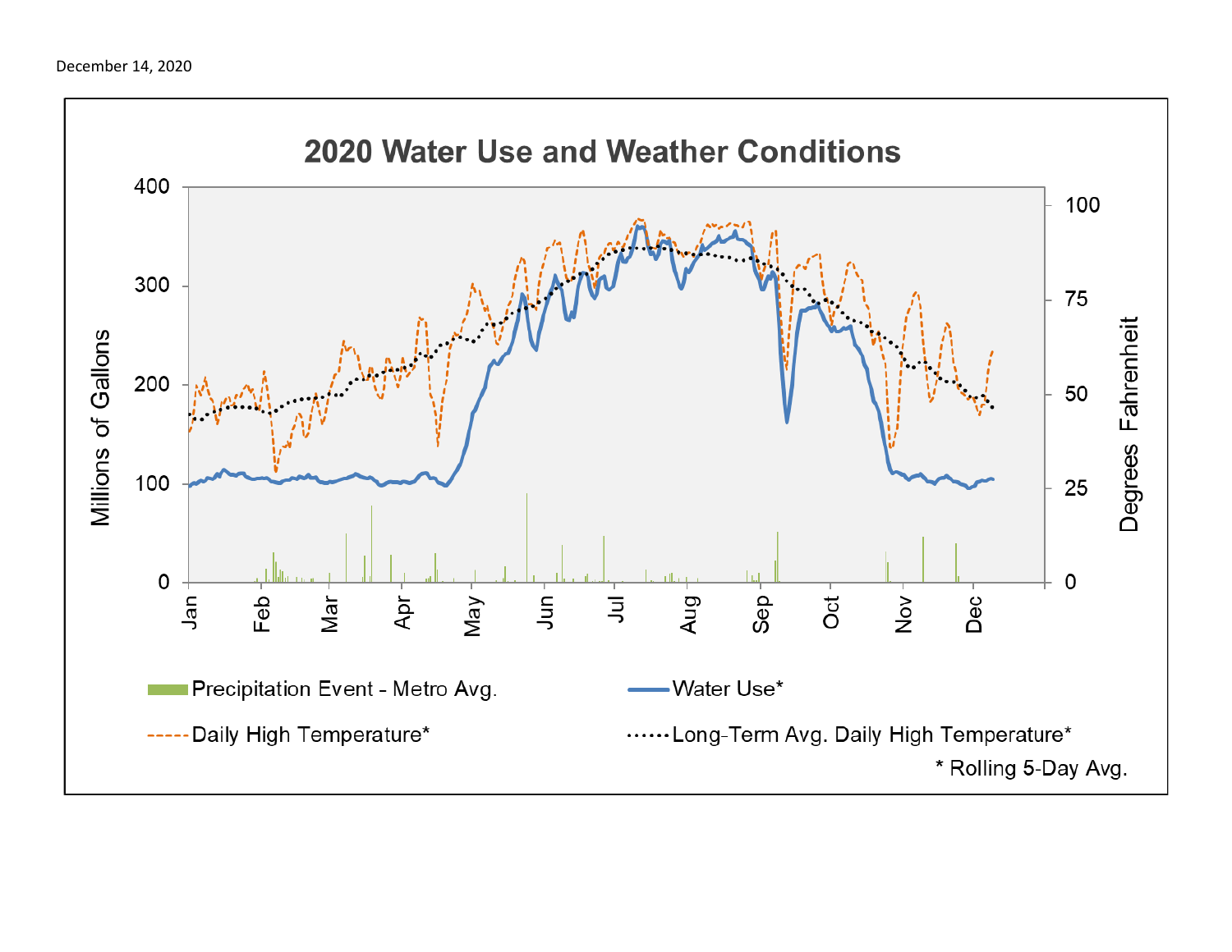December 14, 2020

## 2020 Water Use and Weather Conditions

Millions of Gallons: 0, 100, 200, 300, 400

Degrees Fahrenheit: 0, 25, 50, 75, 100

Jan, Feb, Mar, Apr, May, Jun, Jul, Aug, Sep, Oct, Nov, Dec

- Precipitation Event - Metro Avg.
- Water Use*
- Daily High Temperature*
- Long-Term Avg. Daily High Temperature*

\* Rolling 5-Day Avg.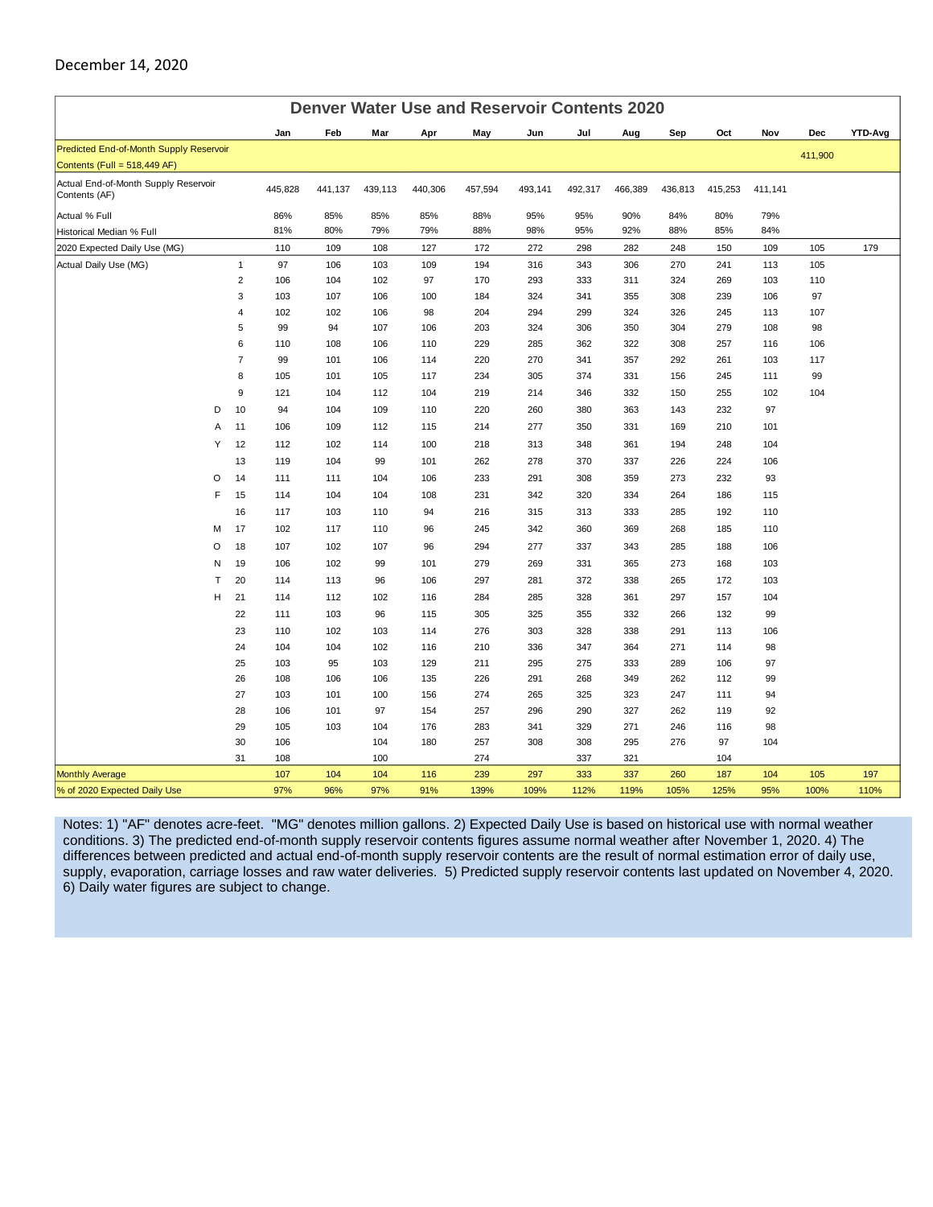December 14, 2020

# Denver Water Use and Reservoir Contents 2020

| | | | Jan | Feb | Mar | Apr | May | Jun | Jul | Aug | Sep | Oct | Nov | Dec | YTD-Avg |
|---|---|---|---|---|---|---|---|---|---|---|---|---|---|---|---|
| Predicted End-of-Month Supply Reservoir Contents (Full = 518,449 AF) | | | | | | | | | | | | | | 411,900 | |
| Actual End-of-Month Supply Reservoir Contents (AF) | | | 445,828 | 441,137 | 439,113 | 440,306 | 457,594 | 493,141 | 492,317 | 466,389 | 436,813 | 415,253 | 411,141 | | |
| Actual % Full | | | 86% | 85% | 85% | 85% | 88% | 95% | 95% | 90% | 84% | 80% | 79% | | |
| Historical Median % Full | | | 81% | 80% | 79% | 79% | 88% | 98% | 95% | 92% | 88% | 85% | 84% | | |
| 2020 Expected Daily Use (MG) | | | 110 | 109 | 108 | 127 | 172 | 272 | 298 | 282 | 248 | 150 | 109 | 105 | 179 |
| Actual Daily Use (MG) | | 1 | 97 | 106 | 103 | 109 | 194 | 316 | 343 | 306 | 270 | 241 | 113 | 105 | |
| | | 2 | 106 | 104 | 102 | 97 | 170 | 293 | 333 | 311 | 324 | 269 | 103 | 110 | |
| | | 3 | 103 | 107 | 106 | 100 | 184 | 324 | 341 | 355 | 308 | 239 | 106 | 97 | |
| | | 4 | 102 | 102 | 106 | 98 | 204 | 294 | 299 | 324 | 326 | 245 | 113 | 107 | |
| | | 5 | 99 | 94 | 107 | 106 | 203 | 324 | 306 | 350 | 304 | 279 | 108 | 98 | |
| | | 6 | 110 | 108 | 106 | 110 | 229 | 285 | 362 | 322 | 308 | 257 | 116 | 106 | |
| | | 7 | 99 | 101 | 106 | 114 | 220 | 270 | 341 | 357 | 292 | 261 | 103 | 117 | |
| | | 8 | 105 | 101 | 105 | 117 | 234 | 305 | 374 | 331 | 156 | 245 | 111 | 99 | |
| | | 9 | 121 | 104 | 112 | 104 | 219 | 214 | 346 | 332 | 150 | 255 | 102 | 104 | |
| | D | 10 | 94 | 104 | 109 | 110 | 220 | 260 | 380 | 363 | 143 | 232 | 97 | | |
| | A | 11 | 106 | 109 | 112 | 115 | 214 | 277 | 350 | 331 | 169 | 210 | 101 | | |
| | Y | 12 | 112 | 102 | 114 | 100 | 218 | 313 | 348 | 361 | 194 | 248 | 104 | | |
| | | 13 | 119 | 104 | 99 | 101 | 262 | 278 | 370 | 337 | 226 | 224 | 106 | | |
| | O | 14 | 111 | 111 | 104 | 106 | 233 | 291 | 308 | 359 | 273 | 232 | 93 | | |
| | F | 15 | 114 | 104 | 104 | 108 | 231 | 342 | 320 | 334 | 264 | 186 | 115 | | |
| | | 16 | 117 | 103 | 110 | 94 | 216 | 315 | 313 | 333 | 285 | 192 | 110 | | |
| | M | 17 | 102 | 117 | 110 | 96 | 245 | 342 | 360 | 369 | 268 | 185 | 110 | | |
| | O | 18 | 107 | 102 | 107 | 96 | 294 | 277 | 337 | 343 | 285 | 188 | 106 | | |
| | N | 19 | 106 | 102 | 99 | 101 | 279 | 269 | 331 | 365 | 273 | 168 | 103 | | |
| | T | 20 | 114 | 113 | 96 | 106 | 297 | 281 | 372 | 338 | 265 | 172 | 103 | | |
| | H | 21 | 114 | 112 | 102 | 116 | 284 | 285 | 328 | 361 | 297 | 157 | 104 | | |
| | | 22 | 111 | 103 | 96 | 115 | 305 | 325 | 355 | 332 | 266 | 132 | 99 | | |
| | | 23 | 110 | 102 | 103 | 114 | 276 | 303 | 328 | 338 | 291 | 113 | 106 | | |
| | | 24 | 104 | 104 | 102 | 116 | 210 | 336 | 347 | 364 | 271 | 114 | 98 | | |
| | | 25 | 103 | 95 | 103 | 129 | 211 | 295 | 275 | 333 | 289 | 106 | 97 | | |
| | | 26 | 108 | 106 | 106 | 135 | 226 | 291 | 268 | 349 | 262 | 112 | 99 | | |
| | | 27 | 103 | 101 | 100 | 156 | 274 | 265 | 325 | 323 | 247 | 111 | 94 | | |
| | | 28 | 106 | 101 | 97 | 154 | 257 | 296 | 290 | 327 | 262 | 119 | 92 | | |
| | | 29 | 105 | 103 | 104 | 176 | 283 | 341 | 329 | 271 | 246 | 116 | 98 | | |
| | | 30 | 106 | | 104 | 180 | 257 | 308 | 308 | 295 | 276 | 97 | 104 | | |
| | | 31 | 108 | | 100 | | 274 | | 337 | 321 | | 104 | | | |
| Monthly Average | | | 107 | 104 | 104 | 116 | 239 | 297 | 333 | 337 | 260 | 187 | 104 | 105 | 197 |
| % of 2020 Expected Daily Use | | | 97% | 96% | 97% | 91% | 139% | 109% | 112% | 119% | 105% | 125% | 95% | 100% | 110% |

Notes: 1) "AF" denotes acre-feet. "MG" denotes million gallons. 2) Expected Daily Use is based on historical use with normal weather conditions. 3) The predicted end-of-month supply reservoir contents figures assume normal weather after November 1, 2020. 4) The differences between predicted and actual end-of-month supply reservoir contents are the result of normal estimation error of daily use, supply, evaporation, carriage losses and raw water deliveries. 5) Predicted supply reservoir contents last updated on November 4, 2020. 6) Daily water figures are subject to change.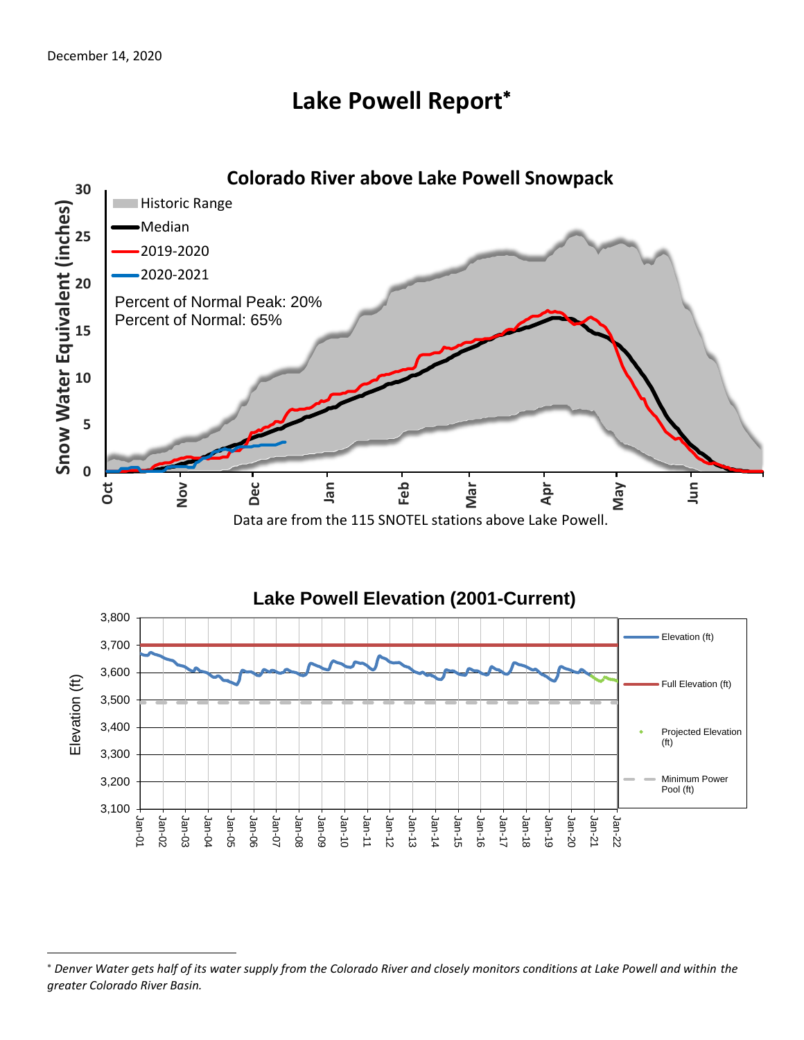December 14, 2020

# Lake Powell Report*

**Colorado River above Lake Powell Snowpack**

Snow Water Equivalent (inches)

30
25
20
15
10
5
0

Historic Range
Median
2019-2020
2020-2021

Percent of Normal Peak: 20%
Percent of Normal: 65%

Oct Nov Dec Jan Feb Mar Apr May Jun

Data are from the 115 SNOTEL stations above Lake Powell.

**Lake Powell Elevation (2001-Current)**

Elevation (ft)

3,800
3,700
3,600
3,500
3,400
3,300
3,200
3,100

Jan-01 Jan-02 Jan-03 Jan-04 Jan-05 Jan-06 Jan-07 Jan-08 Jan-09 Jan-10 Jan-11 Jan-12 Jan-13 Jan-14 Jan-15 Jan-16 Jan-17 Jan-18 Jan-19 Jan-20 Jan-21 Jan-22

Elevation (ft)
Full Elevation (ft)
Projected Elevation (ft)
Minimum Power Pool (ft)

---

* *Denver Water gets half of its water supply from the Colorado River and closely monitors conditions at Lake Powell and within the greater Colorado River Basin.*